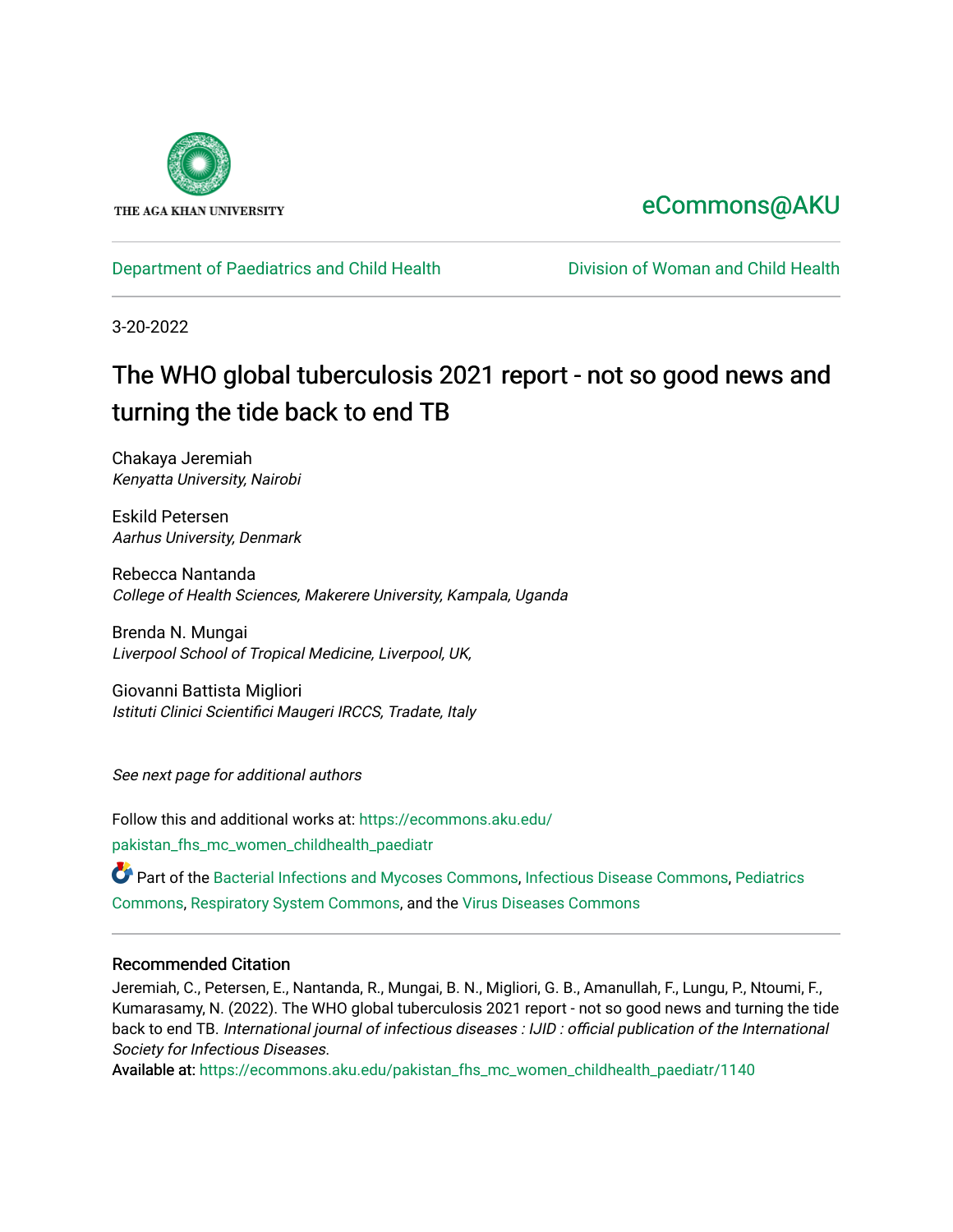THE AGA KHAN UNIVERSITY

eCommons@AKU

Department of Paediatrics and Child Health | Division of Woman and Child Health

3-20-2022

# The WHO global tuberculosis 2021 report - not so good news and turning the tide back to end TB

Chakaya Jeremiah
*Kenyatta University, Nairobi*

Eskild Petersen
*Aarhus University, Denmark*

Rebecca Nantanda
*College of Health Sciences, Makerere University, Kampala, Uganda*

Brenda N. Mungai
*Liverpool School of Tropical Medicine, Liverpool, UK,*

Giovanni Battista Migliori
*Istituti Clinici Scientifici Maugeri IRCCS, Tradate, Italy*

*See next page for additional authors*

Follow this and additional works at: https://ecommons.aku.edu/pakistan_fhs_mc_women_childhealth_paediatr

Part of the Bacterial Infections and Mycoses Commons, Infectious Disease Commons, Pediatrics Commons, Respiratory System Commons, and the Virus Diseases Commons

## Recommended Citation

Jeremiah, C., Petersen, E., Nantanda, R., Mungai, B. N., Migliori, G. B., Amanullah, F., Lungu, P., Ntoumi, F., Kumarasamy, N. (2022). The WHO global tuberculosis 2021 report - not so good news and turning the tide back to end TB. *International journal of infectious diseases : IJID : official publication of the International Society for Infectious Diseases.*
Available at: https://ecommons.aku.edu/pakistan_fhs_mc_women_childhealth_paediatr/1140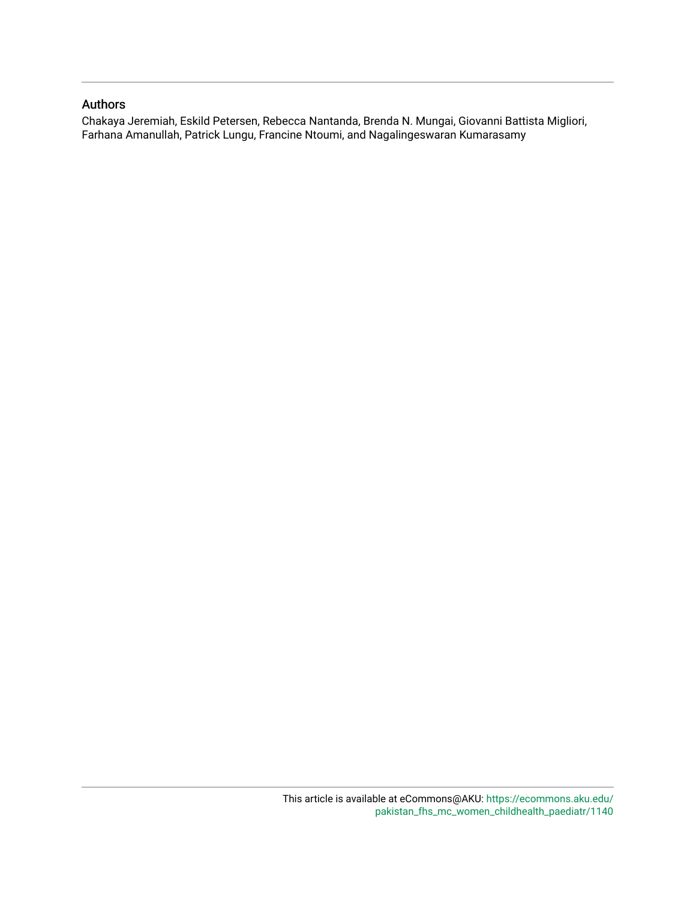## Authors

Chakaya Jeremiah, Eskild Petersen, Rebecca Nantanda, Brenda N. Mungai, Giovanni Battista Migliori, Farhana Amanullah, Patrick Lungu, Francine Ntoumi, and Nagalingeswaran Kumarasamy

This article is available at eCommons@AKU: https://ecommons.aku.edu/pakistan_fhs_mc_women_childhealth_paediatr/1140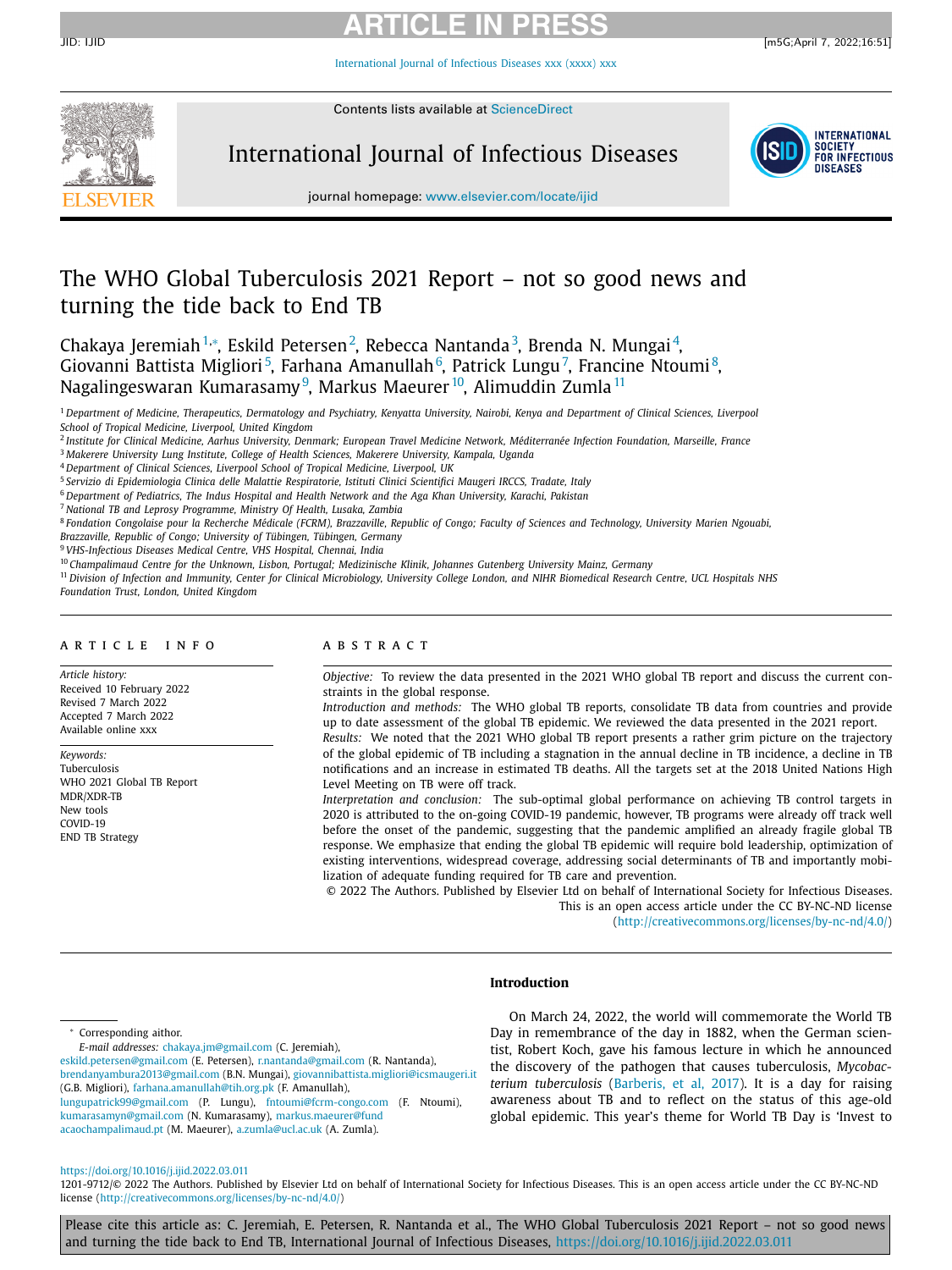# The WHO Global Tuberculosis 2021 Report – not so good news and turning the tide back to End TB

Chakaya Jeremiah[1,*], Eskild Petersen[2], Rebecca Nantanda[3], Brenda N. Mungai[4], Giovanni Battista Migliori[5], Farhana Amanullah[6], Patrick Lungu[7], Francine Ntoumi[8], Nagalingeswaran Kumarasamy[9], Markus Maeurer[10], Alimuddin Zumla[11]

[1] *Department of Medicine, Therapeutics, Dermatology and Psychiatry, Kenyatta University, Nairobi, Kenya and Department of Clinical Sciences, Liverpool School of Tropical Medicine, Liverpool, United Kingdom*
[2] *Institute for Clinical Medicine, Aarhus University, Denmark; European Travel Medicine Network, Méditerranée Infection Foundation, Marseille, France*
[3] *Makerere University Lung Institute, College of Health Sciences, Makerere University, Kampala, Uganda*
[4] *Department of Clinical Sciences, Liverpool School of Tropical Medicine, Liverpool, UK*
[5] *Servizio di Epidemiologia Clinica delle Malattie Respiratorie, Istituti Clinici Scientifici Maugeri IRCCS, Tradate, Italy*
[6] *Department of Pediatrics, The Indus Hospital and Health Network and the Aga Khan University, Karachi, Pakistan*
[7] *National TB and Leprosy Programme, Ministry Of Health, Lusaka, Zambia*
[8] *Fondation Congolaise pour la Recherche Médicale (FCRM), Brazzaville, Republic of Congo; Faculty of Sciences and Technology, University Marien Ngouabi, Brazzaville, Republic of Congo; University of Tübingen, Tübingen, Germany*
[9] *VHS-Infectious Diseases Medical Centre, VHS Hospital, Chennai, India*
[10] *Champalimaud Centre for the Unknown, Lisbon, Portugal; Medizinische Klinik, Johannes Gutenberg University Mainz, Germany*
[11] *Division of Infection and Immunity, Center for Clinical Microbiology, University College London, and NIHR Biomedical Research Centre, UCL Hospitals NHS Foundation Trust, London, United Kingdom*

## ARTICLE INFO

*Article history:*
Received 10 February 2022
Revised 7 March 2022
Accepted 7 March 2022
Available online xxx

*Keywords:*
Tuberculosis
WHO 2021 Global TB Report
MDR/XDR-TB
New tools
COVID-19
END TB Strategy

## ABSTRACT

*Objective:* To review the data presented in the 2021 WHO global TB report and discuss the current constraints in the global response.

*Introduction and methods:* The WHO global TB reports, consolidate TB data from countries and provide up to date assessment of the global TB epidemic. We reviewed the data presented in the 2021 report.

*Results:* We noted that the 2021 WHO global TB report presents a rather grim picture on the trajectory of the global epidemic of TB including a stagnation in the annual decline in TB incidence, a decline in TB notifications and an increase in estimated TB deaths. All the targets set at the 2018 United Nations High Level Meeting on TB were off track.

*Interpretation and conclusion:* The sub-optimal global performance on achieving TB control targets in 2020 is attributed to the on-going COVID-19 pandemic, however, TB programs were already off track well before the onset of the pandemic, suggesting that the pandemic amplified an already fragile global TB response. We emphasize that ending the global TB epidemic will require bold leadership, optimization of existing interventions, widespread coverage, addressing social determinants of TB and importantly mobilization of adequate funding required for TB care and prevention.

© 2022 The Authors. Published by Elsevier Ltd on behalf of International Society for Infectious Diseases. This is an open access article under the CC BY-NC-ND license (http://creativecommons.org/licenses/by-nc-nd/4.0/)

## Introduction

On March 24, 2022, the world will commemorate the World TB Day in remembrance of the day in 1882, when the German scientist, Robert Koch, gave his famous lecture in which he announced the discovery of the pathogen that causes tuberculosis, *Mycobacterium tuberculosis* (Barberis, et al, 2017). It is a day for raising awareness about TB and to reflect on the status of this age-old global epidemic. This year's theme for World TB Day is 'Invest to

\* Corresponding aithor.
*E-mail addresses:* chakaya.jm@gmail.com (C. Jeremiah), eskild.petersen@gmail.com (E. Petersen), r.nantanda@gmail.com (R. Nantanda), brendanyambura2013@gmail.com (B.N. Mungai), giovannibattista.migliori@icsmaugeri.it (G.B. Migliori), farhana.amanullah@tih.org.pk (F. Amanullah), lungupatrick99@gmail.com (P. Lungu), fntoumi@fcrm-congo.com (F. Ntoumi), kumarasamyn@gmail.com (N. Kumarasamy), markus.maeurer@fund acaochampalimaud.pt (M. Maeurer), a.zumla@ucl.ac.uk (A. Zumla).

https://doi.org/10.1016/j.ijid.2022.03.011
1201-9712/© 2022 The Authors. Published by Elsevier Ltd on behalf of International Society for Infectious Diseases. This is an open access article under the CC BY-NC-ND license (http://creativecommons.org/licenses/by-nc-nd/4.0/)

Please cite this article as: C. Jeremiah, E. Petersen, R. Nantanda et al., The WHO Global Tuberculosis 2021 Report – not so good news and turning the tide back to End TB, International Journal of Infectious Diseases, https://doi.org/10.1016/j.ijid.2022.03.011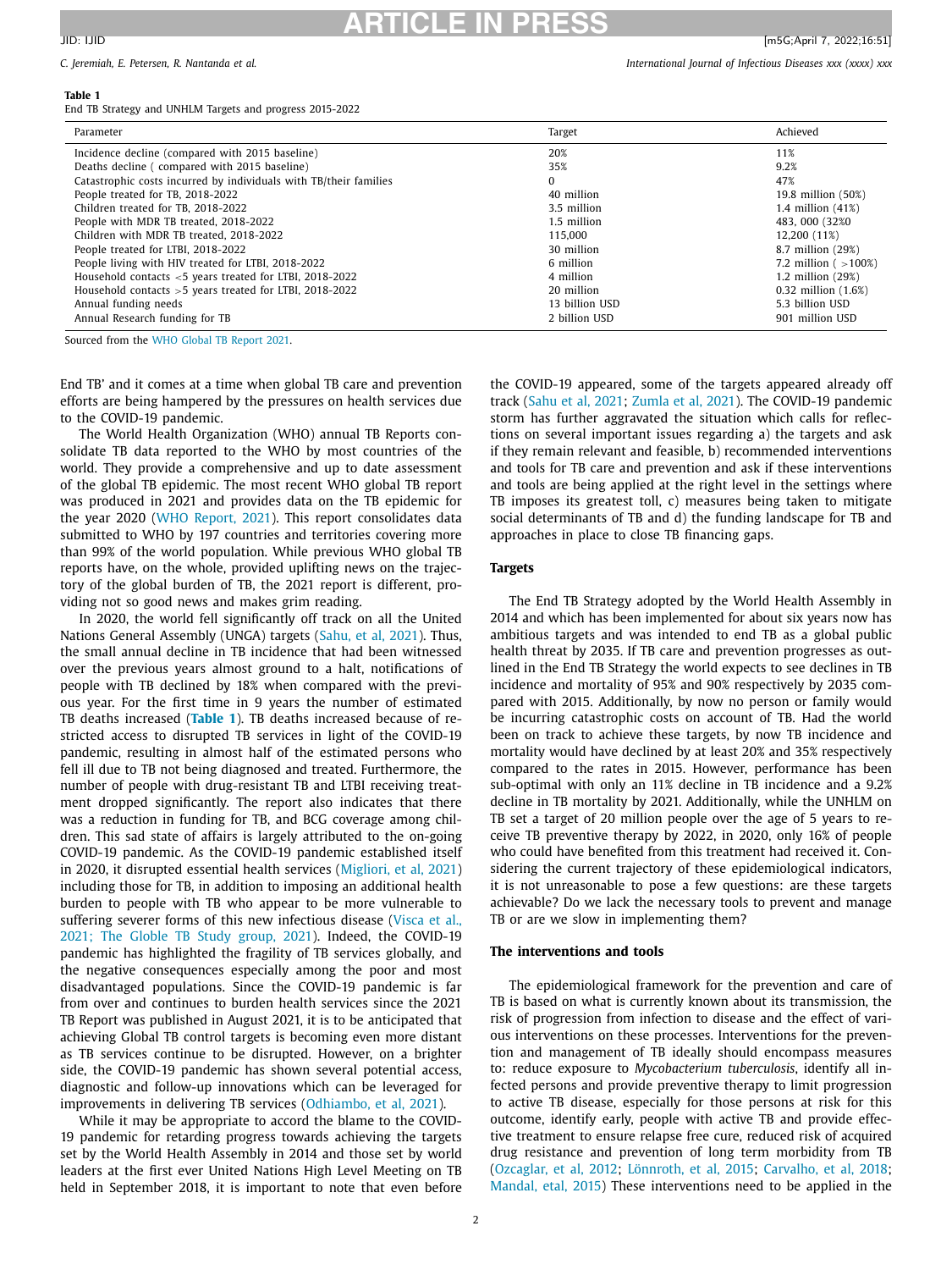**Table 1**
End TB Strategy and UNHLM Targets and progress 2015-2022

| Parameter | Target | Achieved |
|---|---|---|
| Incidence decline (compared with 2015 baseline) | 20% | 11% |
| Deaths decline ( compared with 2015 baseline) | 35% | 9.2% |
| Catastrophic costs incurred by individuals with TB/their families | 0 | 47% |
| People treated for TB, 2018-2022 | 40 million | 19.8 million (50%) |
| Children treated for TB, 2018-2022 | 3.5 million | 1.4 million (41%) |
| People with MDR TB treated, 2018-2022 | 1.5 million | 483, 000 (32%0 |
| Children with MDR TB treated, 2018-2022 | 115,000 | 12,200 (11%) |
| People treated for LTBI, 2018-2022 | 30 million | 8.7 million (29%) |
| People living with HIV treated for LTBI, 2018-2022 | 6 million | 7.2 million ( >100%) |
| Household contacts <5 years treated for LTBI, 2018-2022 | 4 million | 1.2 million (29%) |
| Household contacts >5 years treated for LTBI, 2018-2022 | 20 million | 0.32 million (1.6%) |
| Annual funding needs | 13 billion USD | 5.3 billion USD |
| Annual Research funding for TB | 2 billion USD | 901 million USD |

Sourced from the WHO Global TB Report 2021.

End TB' and it comes at a time when global TB care and prevention efforts are being hampered by the pressures on health services due to the COVID-19 pandemic.

The World Health Organization (WHO) annual TB Reports consolidate TB data reported to the WHO by most countries of the world. They provide a comprehensive and up to date assessment of the global TB epidemic. The most recent WHO global TB report was produced in 2021 and provides data on the TB epidemic for the year 2020 (WHO Report, 2021). This report consolidates data submitted to WHO by 197 countries and territories covering more than 99% of the world population. While previous WHO global TB reports have, on the whole, provided uplifting news on the trajectory of the global burden of TB, the 2021 report is different, providing not so good news and makes grim reading.

In 2020, the world fell significantly off track on all the United Nations General Assembly (UNGA) targets (Sahu, et al, 2021). Thus, the small annual decline in TB incidence that had been witnessed over the previous years almost ground to a halt, notifications of people with TB declined by 18% when compared with the previous year. For the first time in 9 years the number of estimated TB deaths increased (**Table 1**). TB deaths increased because of restricted access to disrupted TB services in light of the COVID-19 pandemic, resulting in almost half of the estimated persons who fell ill due to TB not being diagnosed and treated. Furthermore, the number of people with drug-resistant TB and LTBI receiving treatment dropped significantly. The report also indicates that there was a reduction in funding for TB, and BCG coverage among children. This sad state of affairs is largely attributed to the on-going COVID-19 pandemic. As the COVID-19 pandemic established itself in 2020, it disrupted essential health services (Migliori, et al, 2021) including those for TB, in addition to imposing an additional health burden to people with TB who appear to be more vulnerable to suffering severer forms of this new infectious disease (Visca et al., 2021; The Globle TB Study group, 2021). Indeed, the COVID-19 pandemic has highlighted the fragility of TB services globally, and the negative consequences especially among the poor and most disadvantaged populations. Since the COVID-19 pandemic is far from over and continues to burden health services since the 2021 TB Report was published in August 2021, it is to be anticipated that achieving Global TB control targets is becoming even more distant as TB services continue to be disrupted. However, on a brighter side, the COVID-19 pandemic has shown several potential access, diagnostic and follow-up innovations which can be leveraged for improvements in delivering TB services (Odhiambo, et al, 2021).

While it may be appropriate to accord the blame to the COVID-19 pandemic for retarding progress towards achieving the targets set by the World Health Assembly in 2014 and those set by world leaders at the first ever United Nations High Level Meeting on TB held in September 2018, it is important to note that even before the COVID-19 appeared, some of the targets appeared already off track (Sahu et al, 2021; Zumla et al, 2021). The COVID-19 pandemic storm has further aggravated the situation which calls for reflections on several important issues regarding a) the targets and ask if they remain relevant and feasible, b) recommended interventions and tools for TB care and prevention and ask if these interventions and tools are being applied at the right level in the settings where TB imposes its greatest toll, c) measures being taken to mitigate social determinants of TB and d) the funding landscape for TB and approaches in place to close TB financing gaps.

## Targets

The End TB Strategy adopted by the World Health Assembly in 2014 and which has been implemented for about six years now has ambitious targets and was intended to end TB as a global public health threat by 2035. If TB care and prevention progresses as outlined in the End TB Strategy the world expects to see declines in TB incidence and mortality of 95% and 90% respectively by 2035 compared with 2015. Additionally, by now no person or family would be incurring catastrophic costs on account of TB. Had the world been on track to achieve these targets, by now TB incidence and mortality would have declined by at least 20% and 35% respectively compared to the rates in 2015. However, performance has been sub-optimal with only an 11% decline in TB incidence and a 9.2% decline in TB mortality by 2021. Additionally, while the UNHLM on TB set a target of 20 million people over the age of 5 years to receive TB preventive therapy by 2022, in 2020, only 16% of people who could have benefited from this treatment had received it. Considering the current trajectory of these epidemiological indicators, it is not unreasonable to pose a few questions: are these targets achievable? Do we lack the necessary tools to prevent and manage TB or are we slow in implementing them?

## The interventions and tools

The epidemiological framework for the prevention and care of TB is based on what is currently known about its transmission, the risk of progression from infection to disease and the effect of various interventions on these processes. Interventions for the prevention and management of TB ideally should encompass measures to: reduce exposure to *Mycobacterium tuberculosis*, identify all infected persons and provide preventive therapy to limit progression to active TB disease, especially for those persons at risk for this outcome, identify early, people with active TB and provide effective treatment to ensure relapse free cure, reduced risk of acquired drug resistance and prevention of long term morbidity from TB (Ozcaglar, et al, 2012; Lönnroth, et al, 2015; Carvalho, et al, 2018; Mandal, etal, 2015) These interventions need to be applied in the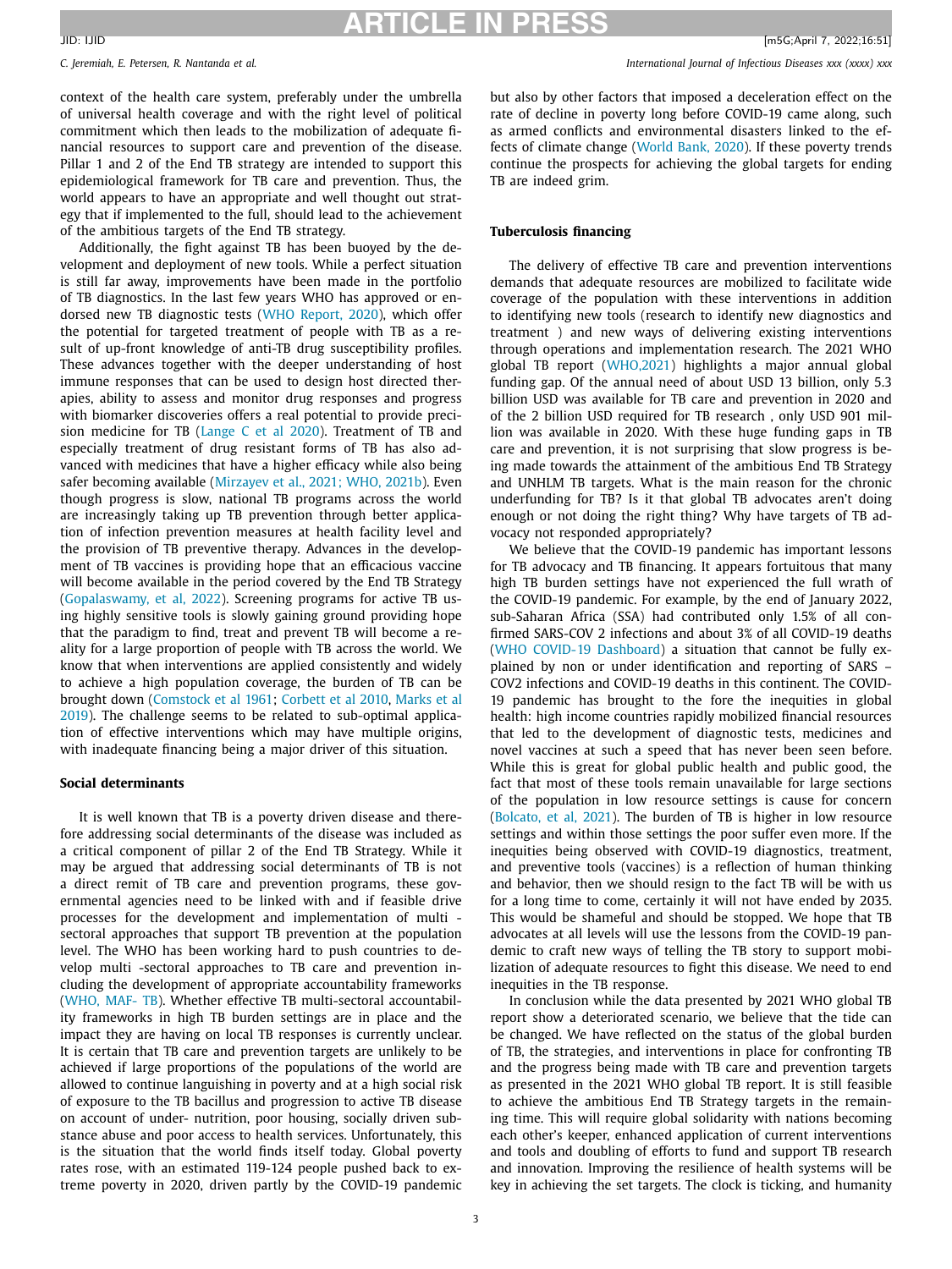context of the health care system, preferably under the umbrella of universal health coverage and with the right level of political commitment which then leads to the mobilization of adequate financial resources to support care and prevention of the disease. Pillar 1 and 2 of the End TB strategy are intended to support this epidemiological framework for TB care and prevention. Thus, the world appears to have an appropriate and well thought out strategy that if implemented to the full, should lead to the achievement of the ambitious targets of the End TB strategy.

Additionally, the fight against TB has been buoyed by the development and deployment of new tools. While a perfect situation is still far away, improvements have been made in the portfolio of TB diagnostics. In the last few years WHO has approved or endorsed new TB diagnostic tests (WHO Report, 2020), which offer the potential for targeted treatment of people with TB as a result of up-front knowledge of anti-TB drug susceptibility profiles. These advances together with the deeper understanding of host immune responses that can be used to design host directed therapies, ability to assess and monitor drug responses and progress with biomarker discoveries offers a real potential to provide precision medicine for TB (Lange C et al 2020). Treatment of TB and especially treatment of drug resistant forms of TB has also advanced with medicines that have a higher efficacy while also being safer becoming available (Mirzayev et al., 2021; WHO, 2021b). Even though progress is slow, national TB programs across the world are increasingly taking up TB prevention through better application of infection prevention measures at health facility level and the provision of TB preventive therapy. Advances in the development of TB vaccines is providing hope that an efficacious vaccine will become available in the period covered by the End TB Strategy (Gopalaswamy, et al, 2022). Screening programs for active TB using highly sensitive tools is slowly gaining ground providing hope that the paradigm to find, treat and prevent TB will become a reality for a large proportion of people with TB across the world. We know that when interventions are applied consistently and widely to achieve a high population coverage, the burden of TB can be brought down (Comstock et al 1961; Corbett et al 2010, Marks et al 2019). The challenge seems to be related to sub-optimal application of effective interventions which may have multiple origins, with inadequate financing being a major driver of this situation.

**Social determinants**

It is well known that TB is a poverty driven disease and therefore addressing social determinants of the disease was included as a critical component of pillar 2 of the End TB Strategy. While it may be argued that addressing social determinants of TB is not a direct remit of TB care and prevention programs, these governmental agencies need to be linked with and if feasible drive processes for the development and implementation of multi - sectoral approaches that support TB prevention at the population level. The WHO has been working hard to push countries to develop multi -sectoral approaches to TB care and prevention including the development of appropriate accountability frameworks (WHO, MAF- TB). Whether effective TB multi-sectoral accountability frameworks in high TB burden settings are in place and the impact they are having on local TB responses is currently unclear. It is certain that TB care and prevention targets are unlikely to be achieved if large proportions of the populations of the world are allowed to continue languishing in poverty and at a high social risk of exposure to the TB bacillus and progression to active TB disease on account of under- nutrition, poor housing, socially driven substance abuse and poor access to health services. Unfortunately, this is the situation that the world finds itself today. Global poverty rates rose, with an estimated 119-124 people pushed back to extreme poverty in 2020, driven partly by the COVID-19 pandemic but also by other factors that imposed a deceleration effect on the rate of decline in poverty long before COVID-19 came along, such as armed conflicts and environmental disasters linked to the effects of climate change (World Bank, 2020). If these poverty trends continue the prospects for achieving the global targets for ending TB are indeed grim.

**Tuberculosis financing**

The delivery of effective TB care and prevention interventions demands that adequate resources are mobilized to facilitate wide coverage of the population with these interventions in addition to identifying new tools (research to identify new diagnostics and treatment ) and new ways of delivering existing interventions through operations and implementation research. The 2021 WHO global TB report (WHO,2021) highlights a major annual global funding gap. Of the annual need of about USD 13 billion, only 5.3 billion USD was available for TB care and prevention in 2020 and of the 2 billion USD required for TB research , only USD 901 million was available in 2020. With these huge funding gaps in TB care and prevention, it is not surprising that slow progress is being made towards the attainment of the ambitious End TB Strategy and UNHLM TB targets. What is the main reason for the chronic underfunding for TB? Is it that global TB advocates aren't doing enough or not doing the right thing? Why have targets of TB advocacy not responded appropriately?

We believe that the COVID-19 pandemic has important lessons for TB advocacy and TB financing. It appears fortuitous that many high TB burden settings have not experienced the full wrath of the COVID-19 pandemic. For example, by the end of January 2022, sub-Saharan Africa (SSA) had contributed only 1.5% of all confirmed SARS-COV 2 infections and about 3% of all COVID-19 deaths (WHO COVID-19 Dashboard) a situation that cannot be fully explained by non or under identification and reporting of SARS – COV2 infections and COVID-19 deaths in this continent. The COVID-19 pandemic has brought to the fore the inequities in global health: high income countries rapidly mobilized financial resources that led to the development of diagnostic tests, medicines and novel vaccines at such a speed that has never been seen before. While this is great for global public health and public good, the fact that most of these tools remain unavailable for large sections of the population in low resource settings is cause for concern (Bolcato, et al, 2021). The burden of TB is higher in low resource settings and within those settings the poor suffer even more. If the inequities being observed with COVID-19 diagnostics, treatment, and preventive tools (vaccines) is a reflection of human thinking and behavior, then we should resign to the fact TB will be with us for a long time to come, certainly it will not have ended by 2035. This would be shameful and should be stopped. We hope that TB advocates at all levels will use the lessons from the COVID-19 pandemic to craft new ways of telling the TB story to support mobilization of adequate resources to fight this disease. We need to end inequities in the TB response.

In conclusion while the data presented by 2021 WHO global TB report show a deteriorated scenario, we believe that the tide can be changed. We have reflected on the status of the global burden of TB, the strategies, and interventions in place for confronting TB and the progress being made with TB care and prevention targets as presented in the 2021 WHO global TB report. It is still feasible to achieve the ambitious End TB Strategy targets in the remaining time. This will require global solidarity with nations becoming each other's keeper, enhanced application of current interventions and tools and doubling of efforts to fund and support TB research and innovation. Improving the resilience of health systems will be key in achieving the set targets. The clock is ticking, and humanity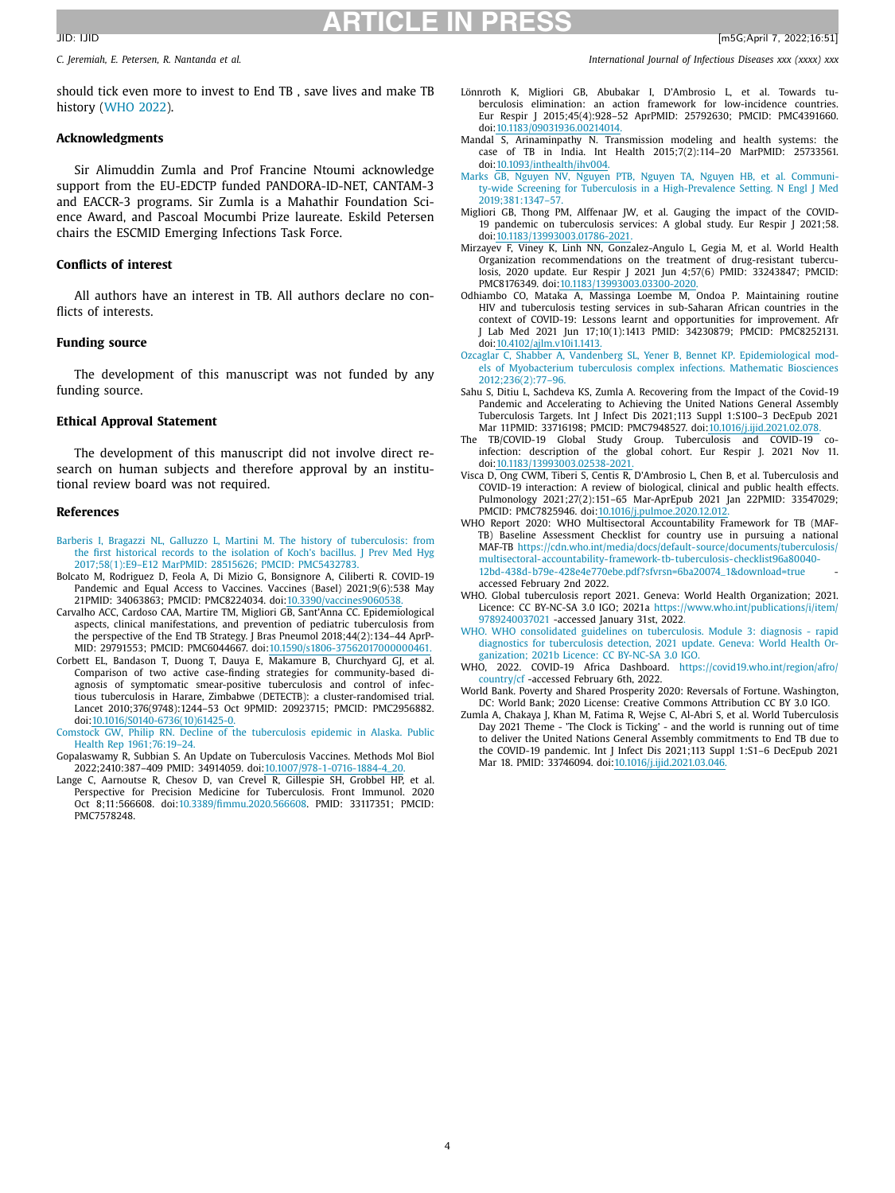should tick even more to invest to End TB , save lives and make TB history (WHO 2022).

## Acknowledgments

Sir Alimuddin Zumla and Prof Francine Ntoumi acknowledge support from the EU-EDCTP funded PANDORA-ID-NET, CANTAM-3 and EACCR-3 programs. Sir Zumla is a Mahathir Foundation Science Award, and Pascoal Mocumbi Prize laureate. Eskild Petersen chairs the ESCMID Emerging Infections Task Force.

## Conflicts of interest

All authors have an interest in TB. All authors declare no conflicts of interests.

## Funding source

The development of this manuscript was not funded by any funding source.

## Ethical Approval Statement

The development of this manuscript did not involve direct research on human subjects and therefore approval by an institutional review board was not required.

## References

Barberis I, Bragazzi NL, Galluzzo L, Martini M. The history of tuberculosis: from the first historical records to the isolation of Koch's bacillus. J Prev Med Hyg 2017;58(1):E9–E12 MarPMID: 28515626; PMCID: PMC5432783.

Bolcato M, Rodriguez D, Feola A, Di Mizio G, Bonsignore A, Ciliberti R. COVID-19 Pandemic and Equal Access to Vaccines. Vaccines (Basel) 2021;9(6):538 May 21PMID: 34063863; PMCID: PMC8224034. doi:10.3390/vaccines9060538.

Carvalho ACC, Cardoso CAA, Martire TM, Migliori GB, Sant'Anna CC. Epidemiological aspects, clinical manifestations, and prevention of pediatric tuberculosis from the perspective of the End TB Strategy. J Bras Pneumol 2018;44(2):134–44 AprPMID: 29791553; PMCID: PMC6044667. doi:10.1590/s1806-37562017000000461.

Corbett EL, Bandason T, Duong T, Dauya E, Makamure B, Churchyard GJ, et al. Comparison of two active case-finding strategies for community-based diagnosis of symptomatic smear-positive tuberculosis and control of infectious tuberculosis in Harare, Zimbabwe (DETECTB): a cluster-randomised trial. Lancet 2010;376(9748):1244–53 Oct 9PMID: 20923715; PMCID: PMC2956882. doi:10.1016/S0140-6736(10)61425-0.

Comstock GW, Philip RN. Decline of the tuberculosis epidemic in Alaska. Public Health Rep 1961;76:19–24.

Gopalaswamy R, Subbian S. An Update on Tuberculosis Vaccines. Methods Mol Biol 2022;2410:387–409 PMID: 34914059. doi:10.1007/978-1-0716-1884-4_20.

Lange C, Aarnoutse R, Chesov D, van Crevel R, Gillespie SH, Grobbel HP, et al. Perspective for Precision Medicine for Tuberculosis. Front Immunol. 2020 Oct 8;11:566608. doi:10.3389/fimmu.2020.566608. PMID: 33117351; PMCID: PMC7578248.

Lönnroth K, Migliori GB, Abubakar I, D'Ambrosio L, et al. Towards tuberculosis elimination: an action framework for low-incidence countries. Eur Respir J 2015;45(4):928–52 AprPMID: 25792630; PMCID: PMC4391660. doi:10.1183/09031936.00214014.

Mandal S, Arinaminpathy N. Transmission modeling and health systems: the case of TB in India. Int Health 2015;7(2):114–20 MarPMID: 25733561. doi:10.1093/inthealth/ihv004.

Marks GB, Nguyen NV, Nguyen PTB, Nguyen TA, Nguyen HB, et al. Community-wide Screening for Tuberculosis in a High-Prevalence Setting. N Engl J Med 2019;381:1347–57.

Migliori GB, Thong PM, Alffenaar JW, et al. Gauging the impact of the COVID-19 pandemic on tuberculosis services: A global study. Eur Respir J 2021;58. doi:10.1183/13993003.01786-2021.

Mirzayev F, Viney K, Linh NN, Gonzalez-Angulo L, Gegia M, et al. World Health Organization recommendations on the treatment of drug-resistant tuberculosis, 2020 update. Eur Respir J 2021 Jun 4;57(6) PMID: 33243847; PMCID: PMC8176349. doi:10.1183/13993003.03300-2020.

Odhiambo CO, Mataka A, Massinga Loembe M, Ondoa P. Maintaining routine HIV and tuberculosis testing services in sub-Saharan African countries in the context of COVID-19: Lessons learnt and opportunities for improvement. Afr J Lab Med 2021 Jun 17;10(1):1413 PMID: 34230879; PMCID: PMC8252131. doi:10.4102/ajlm.v10i1.1413.

Ozcaglar C, Shabber A, Vandenberg SL, Yener B, Bennet KP. Epidemiological models of Myobacterium tuberculosis complex infections. Mathematic Biosciences 2012;236(2):77–96.

Sahu S, Ditiu L, Sachdeva KS, Zumla A. Recovering from the Impact of the Covid-19 Pandemic and Accelerating to Achieving the United Nations General Assembly Tuberculosis Targets. Int J Infect Dis 2021;113 Suppl 1:S100–3 DecEpub 2021 Mar 11PMID: 33716198; PMCID: PMC7948527. doi:10.1016/j.ijid.2021.02.078.

The TB/COVID-19 Global Study Group. Tuberculosis and COVID-19 co-infection: description of the global cohort. Eur Respir J. 2021 Nov 11. doi:10.1183/13993003.02538-2021.

Visca D, Ong CWM, Tiberi S, Centis R, D'Ambrosio L, Chen B, et al. Tuberculosis and COVID-19 interaction: A review of biological, clinical and public health effects. Pulmonology 2021;27(2):151–65 Mar-AprEpub 2021 Jan 22PMID: 33547029; PMCID: PMC7825946. doi:10.1016/j.pulmoe.2020.12.012.

WHO Report 2020: WHO Multisectoral Accountability Framework for TB (MAF-TB) Baseline Assessment Checklist for country use in pursuing a national MAF-TB https://cdn.who.int/media/docs/default-source/documents/tuberculosis/multisectoral-accountability-framework-tb-tuberculosis-checklist96a80040-12bd-438d-b79e-428e4e770ebe.pdf?sfvrsn=6ba20074_1&download=true -accessed February 2nd 2022.

WHO. Global tuberculosis report 2021. Geneva: World Health Organization; 2021. Licence: CC BY-NC-SA 3.0 IGO; 2021a https://www.who.int/publications/i/item/9789240037021 -accessed January 31st, 2022.

WHO. WHO consolidated guidelines on tuberculosis. Module 3: diagnosis - rapid diagnostics for tuberculosis detection, 2021 update. Geneva: World Health Organization; 2021b Licence: CC BY-NC-SA 3.0 IGO.

WHO, 2022. COVID-19 Africa Dashboard. https://covid19.who.int/region/afro/country/cf -accessed February 6th, 2022.

World Bank. Poverty and Shared Prosperity 2020: Reversals of Fortune. Washington, DC: World Bank; 2020 License: Creative Commons Attribution CC BY 3.0 IGO.

Zumla A, Chakaya J, Khan M, Fatima R, Wejse C, Al-Abri S, et al. World Tuberculosis Day 2021 Theme - 'The Clock is Ticking' - and the world is running out of time to deliver the United Nations General Assembly commitments to End TB due to the COVID-19 pandemic. Int J Infect Dis 2021;113 Suppl 1:S1–6 DecEpub 2021 Mar 18. PMID: 33746094. doi:10.1016/j.ijid.2021.03.046.